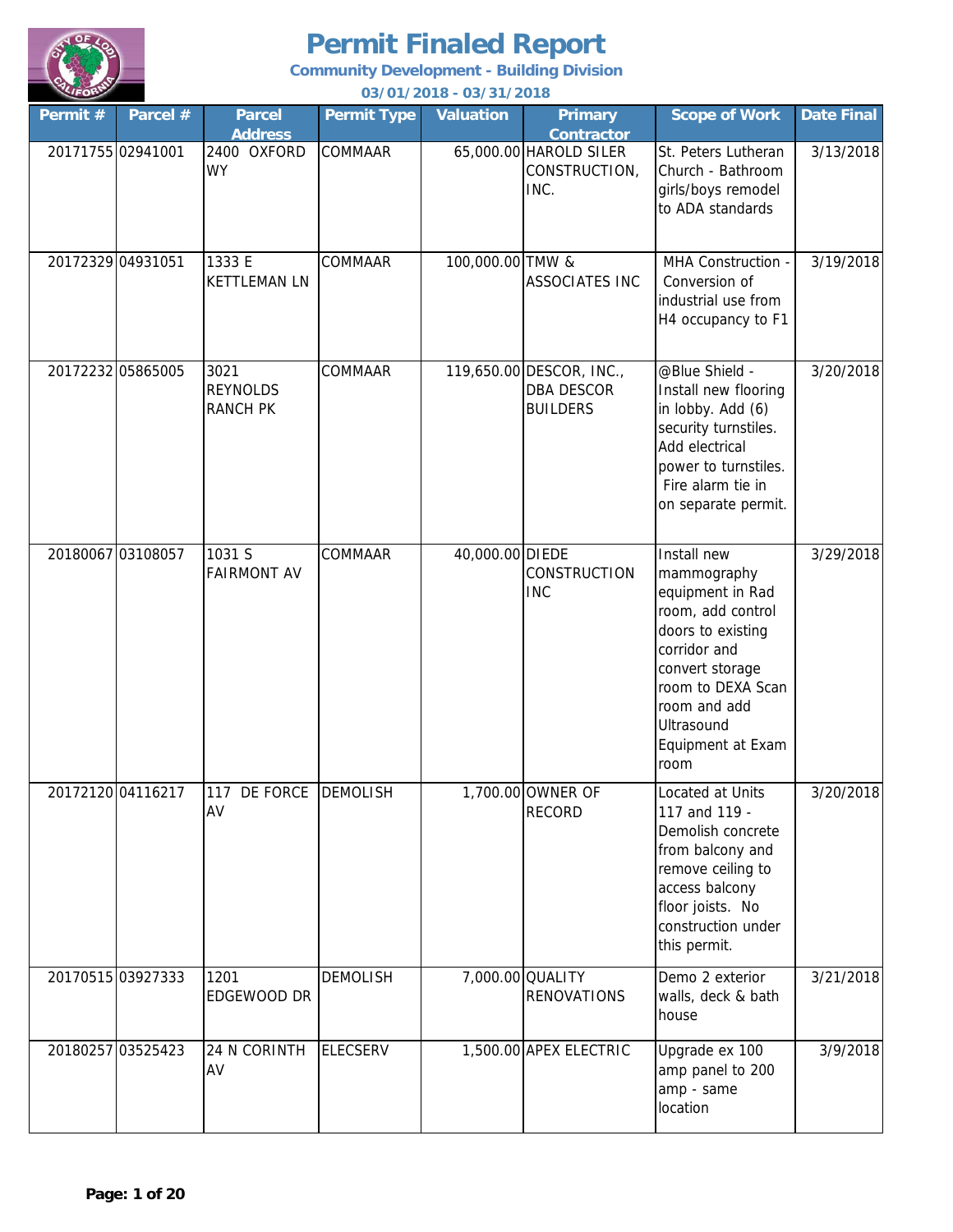# Permit Finaled Report

**Community Development - Building Division**

**03/01/2018 - 03/31/2018**

| Permit # | Parcel # | Parcel Address | Permit Type | Valuation | Primary Contractor | Scope of Work | Date Final |
|---|---|---|---|---|---|---|---|
| 20171755 | 02941001 | 2400 OXFORD WY | COMMAAR | 65,000.00 | HAROLD SILER CONSTRUCTION, INC. | St. Peters Lutheran Church - Bathroom girls/boys remodel to ADA standards | 3/13/2018 |
| 20172329 | 04931051 | 1333 E KETTLEMAN LN | COMMAAR | 100,000.00 | TMW & ASSOCIATES INC | MHA Construction - Conversion of industrial use from H4 occupancy to F1 | 3/19/2018 |
| 20172232 | 05865005 | 3021 REYNOLDS RANCH PK | COMMAAR | 119,650.00 | DESCOR, INC., DBA DESCOR BUILDERS | @Blue Shield - Install new flooring in lobby. Add (6) security turnstiles. Add electrical power to turnstiles. Fire alarm tie in on separate permit. | 3/20/2018 |
| 20180067 | 03108057 | 1031 S FAIRMONT AV | COMMAAR | 40,000.00 | DIEDE CONSTRUCTION INC | Install new mammography equipment in Rad room, add control doors to existing corridor and convert storage room to DEXA Scan room and add Ultrasound Equipment at Exam room | 3/29/2018 |
| 20172120 | 04116217 | 117 DE FORCE AV | DEMOLISH | 1,700.00 | OWNER OF RECORD | Located at Units 117 and 119 - Demolish concrete from balcony and remove ceiling to access balcony floor joists. No construction under this permit. | 3/20/2018 |
| 20170515 | 03927333 | 1201 EDGEWOOD DR | DEMOLISH | 7,000.00 | QUALITY RENOVATIONS | Demo 2 exterior walls, deck & bath house | 3/21/2018 |
| 20180257 | 03525423 | 24 N CORINTH AV | ELECSERV | 1,500.00 | APEX ELECTRIC | Upgrade ex 100 amp panel to 200 amp - same location | 3/9/2018 |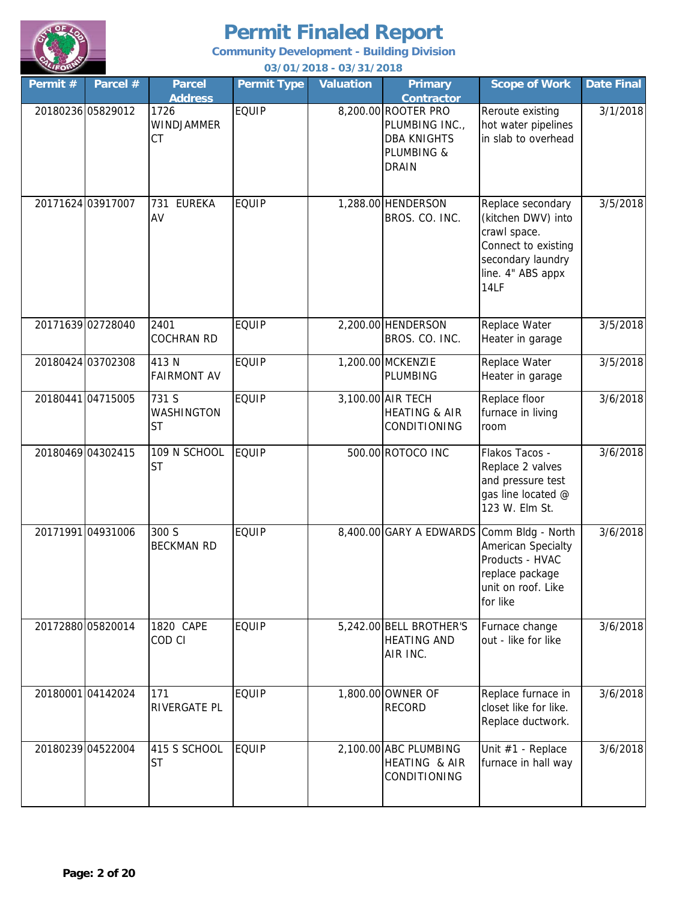# Permit Finaled Report

**Community Development - Building Division**

**03/01/2018 - 03/31/2018**

| Permit # | Parcel # | Parcel Address | Permit Type | Valuation | Primary Contractor | Scope of Work | Date Final |
|---|---|---|---|---|---|---|---|
| 20180236 | 05829012 | 1726 WINDJAMMER CT | EQUIP | 8,200.00 | ROOTER PRO PLUMBING INC., DBA KNIGHTS PLUMBING & DRAIN | Reroute existing hot water pipelines in slab to overhead | 3/1/2018 |
| 20171624 | 03917007 | 731 EUREKA AV | EQUIP | 1,288.00 | HENDERSON BROS. CO. INC. | Replace secondary (kitchen DWV) into crawl space. Connect to existing secondary laundry line. 4" ABS appx 14LF | 3/5/2018 |
| 20171639 | 02728040 | 2401 COCHRAN RD | EQUIP | 2,200.00 | HENDERSON BROS. CO. INC. | Replace Water Heater in garage | 3/5/2018 |
| 20180424 | 03702308 | 413 N FAIRMONT AV | EQUIP | 1,200.00 | MCKENZIE PLUMBING | Replace Water Heater in garage | 3/5/2018 |
| 20180441 | 04715005 | 731 S WASHINGTON ST | EQUIP | 3,100.00 | AIR TECH HEATING & AIR CONDITIONING | Replace floor furnace in living room | 3/6/2018 |
| 20180469 | 04302415 | 109 N SCHOOL ST | EQUIP | 500.00 | ROTOCO INC | Flakos Tacos - Replace 2 valves and pressure test gas line located @ 123 W. Elm St. | 3/6/2018 |
| 20171991 | 04931006 | 300 S BECKMAN RD | EQUIP | 8,400.00 | GARY A EDWARDS | Comm Bldg - North American Specialty Products - HVAC replace package unit on roof. Like for like | 3/6/2018 |
| 20172880 | 05820014 | 1820 CAPE COD CI | EQUIP | 5,242.00 | BELL BROTHER'S HEATING AND AIR INC. | Furnace change out - like for like | 3/6/2018 |
| 20180001 | 04142024 | 171 RIVERGATE PL | EQUIP | 1,800.00 | OWNER OF RECORD | Replace furnace in closet like for like. Replace ductwork. | 3/6/2018 |
| 20180239 | 04522004 | 415 S SCHOOL ST | EQUIP | 2,100.00 | ABC PLUMBING HEATING & AIR CONDITIONING | Unit #1 - Replace furnace in hall way | 3/6/2018 |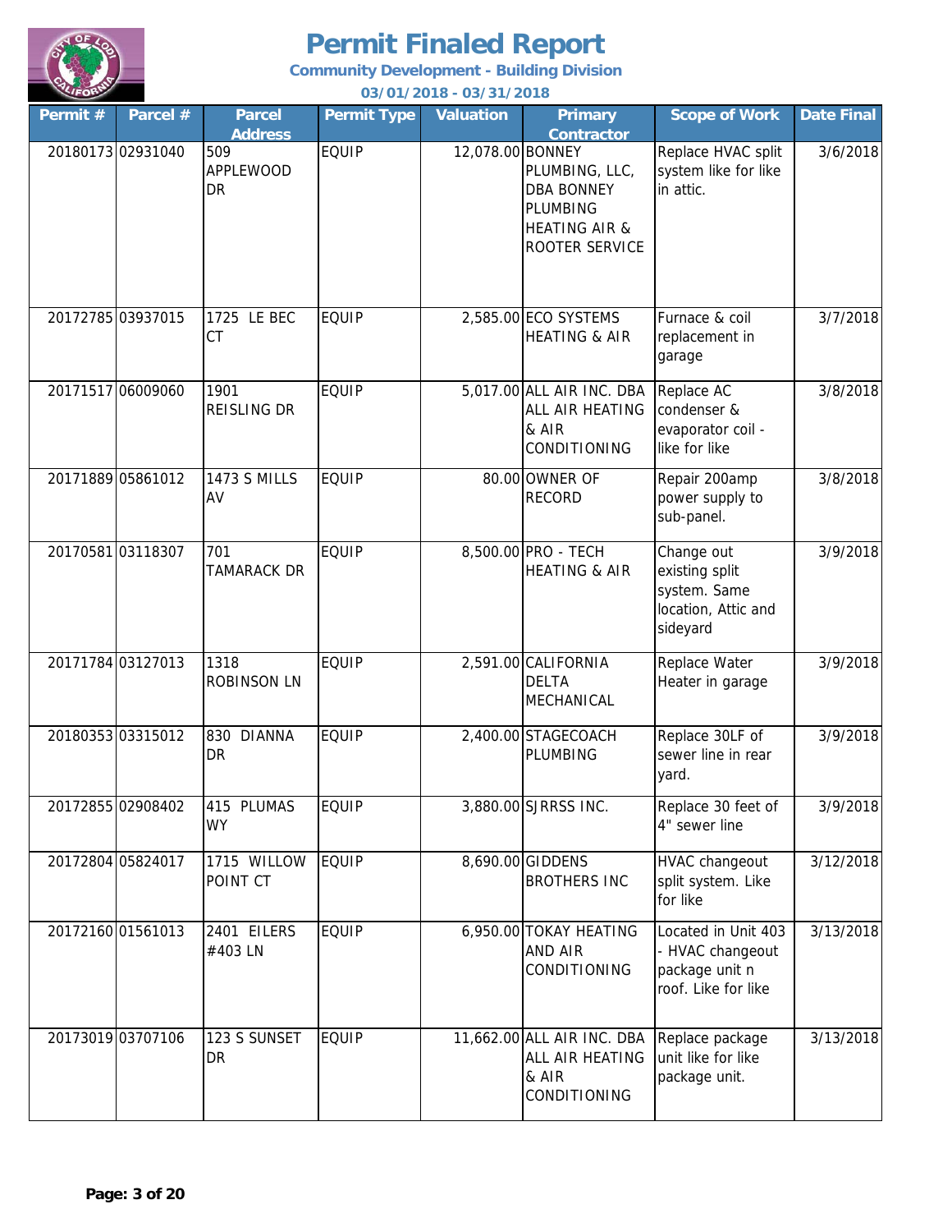# Permit Finaled Report

**Community Development - Building Division**

**03/01/2018 - 03/31/2018**

| Permit # | Parcel # | Parcel Address | Permit Type | Valuation | Primary Contractor | Scope of Work | Date Final |
|---|---|---|---|---|---|---|---|
| 20180173 | 02931040 | 509 APPLEWOOD DR | EQUIP | 12,078.00 | BONNEY PLUMBING, LLC, DBA BONNEY PLUMBING HEATING AIR & ROOTER SERVICE | Replace HVAC split system like for like in attic. | 3/6/2018 |
| 20172785 | 03937015 | 1725 LE BEC CT | EQUIP | 2,585.00 | ECO SYSTEMS HEATING & AIR | Furnace & coil replacement in garage | 3/7/2018 |
| 20171517 | 06009060 | 1901 REISLING DR | EQUIP | 5,017.00 | ALL AIR INC. DBA ALL AIR HEATING & AIR CONDITIONING | Replace AC condenser & evaporator coil - like for like | 3/8/2018 |
| 20171889 | 05861012 | 1473 S MILLS AV | EQUIP | 80.00 | OWNER OF RECORD | Repair 200amp power supply to sub-panel. | 3/8/2018 |
| 20170581 | 03118307 | 701 TAMARACK DR | EQUIP | 8,500.00 | PRO - TECH HEATING & AIR | Change out existing split system. Same location, Attic and sideyard | 3/9/2018 |
| 20171784 | 03127013 | 1318 ROBINSON LN | EQUIP | 2,591.00 | CALIFORNIA DELTA MECHANICAL | Replace Water Heater in garage | 3/9/2018 |
| 20180353 | 03315012 | 830 DIANNA DR | EQUIP | 2,400.00 | STAGECOACH PLUMBING | Replace 30LF of sewer line in rear yard. | 3/9/2018 |
| 20172855 | 02908402 | 415 PLUMAS WY | EQUIP | 3,880.00 | SJRRSS INC. | Replace 30 feet of 4" sewer line | 3/9/2018 |
| 20172804 | 05824017 | 1715 WILLOW POINT CT | EQUIP | 8,690.00 | GIDDENS BROTHERS INC | HVAC changeout split system. Like for like | 3/12/2018 |
| 20172160 | 01561013 | 2401 EILERS #403 LN | EQUIP | 6,950.00 | TOKAY HEATING AND AIR CONDITIONING | Located in Unit 403 - HVAC changeout package unit n roof. Like for like | 3/13/2018 |
| 20173019 | 03707106 | 123 S SUNSET DR | EQUIP | 11,662.00 | ALL AIR INC. DBA ALL AIR HEATING & AIR CONDITIONING | Replace package unit like for like package unit. | 3/13/2018 |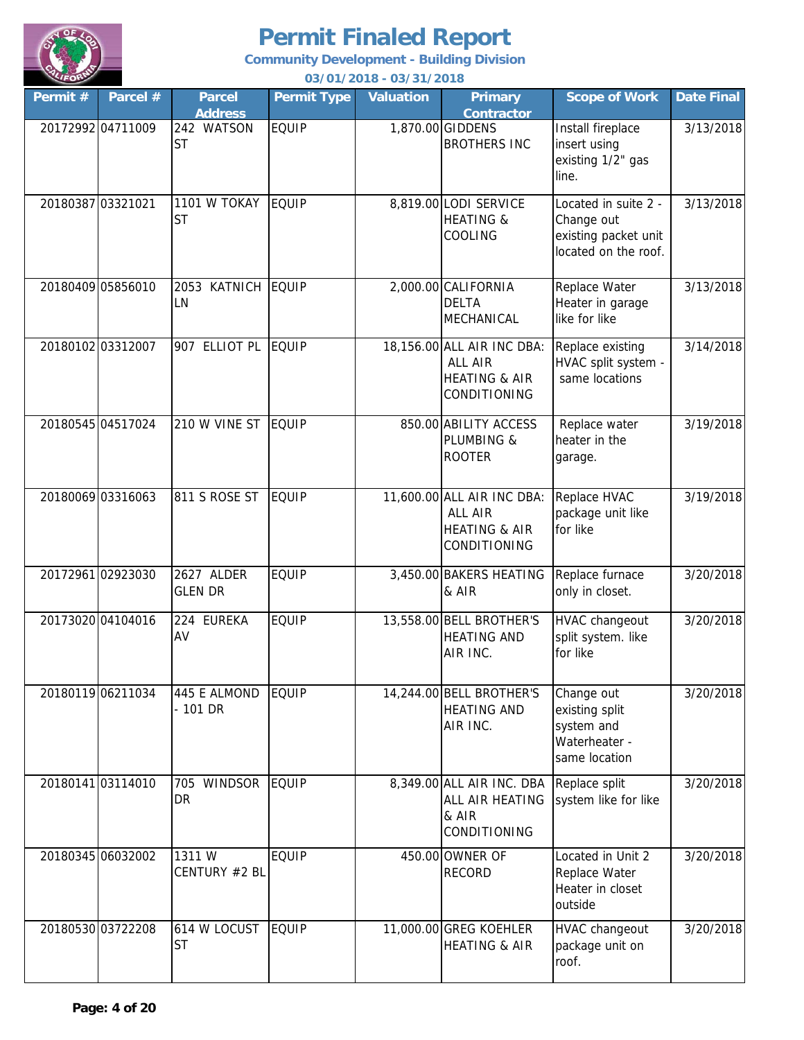# Permit Finaled Report

**Community Development - Building Division**

**03/01/2018 - 03/31/2018**

| Permit # | Parcel # | Parcel Address | Permit Type | Valuation | Primary Contractor | Scope of Work | Date Final |
|---|---|---|---|---|---|---|---|
| 20172992 | 04711009 | 242 WATSON ST | EQUIP | 1,870.00 | GIDDENS BROTHERS INC | Install fireplace insert using existing 1/2" gas line. | 3/13/2018 |
| 20180387 | 03321021 | 1101 W TOKAY ST | EQUIP | 8,819.00 | LODI SERVICE HEATING & COOLING | Located in suite 2 - Change out existing packet unit located on the roof. | 3/13/2018 |
| 20180409 | 05856010 | 2053 KATNICH LN | EQUIP | 2,000.00 | CALIFORNIA DELTA MECHANICAL | Replace Water Heater in garage like for like | 3/13/2018 |
| 20180102 | 03312007 | 907 ELLIOT PL | EQUIP | 18,156.00 | ALL AIR INC DBA: ALL AIR HEATING & AIR CONDITIONING | Replace existing HVAC split system - same locations | 3/14/2018 |
| 20180545 | 04517024 | 210 W VINE ST | EQUIP | 850.00 | ABILITY ACCESS PLUMBING & ROOTER | Replace water heater in the garage. | 3/19/2018 |
| 20180069 | 03316063 | 811 S ROSE ST | EQUIP | 11,600.00 | ALL AIR INC DBA: ALL AIR HEATING & AIR CONDITIONING | Replace HVAC package unit like for like | 3/19/2018 |
| 20172961 | 02923030 | 2627 ALDER GLEN DR | EQUIP | 3,450.00 | BAKERS HEATING & AIR | Replace furnace only in closet. | 3/20/2018 |
| 20173020 | 04104016 | 224 EUREKA AV | EQUIP | 13,558.00 | BELL BROTHER'S HEATING AND AIR INC. | HVAC changeout split system. like for like | 3/20/2018 |
| 20180119 | 06211034 | 445 E ALMOND - 101 DR | EQUIP | 14,244.00 | BELL BROTHER'S HEATING AND AIR INC. | Change out existing split system and Waterheater - same location | 3/20/2018 |
| 20180141 | 03114010 | 705 WINDSOR DR | EQUIP | 8,349.00 | ALL AIR INC. DBA ALL AIR HEATING & AIR CONDITIONING | Replace split system like for like | 3/20/2018 |
| 20180345 | 06032002 | 1311 W CENTURY #2 BL | EQUIP | 450.00 | OWNER OF RECORD | Located in Unit 2 Replace Water Heater in closet outside | 3/20/2018 |
| 20180530 | 03722208 | 614 W LOCUST ST | EQUIP | 11,000.00 | GREG KOEHLER HEATING & AIR | HVAC changeout package unit on roof. | 3/20/2018 |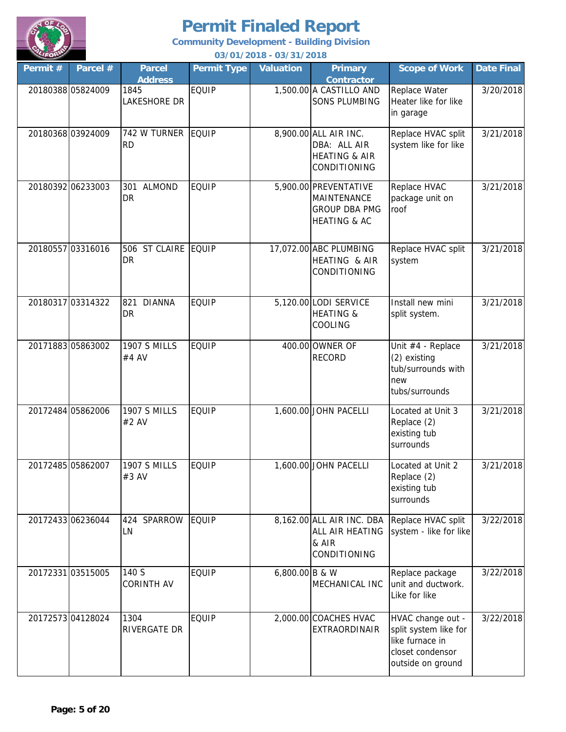# Permit Finaled Report

**Community Development - Building Division**

**03/01/2018 - 03/31/2018**

| Permit # | Parcel # | Parcel Address | Permit Type | Valuation | Primary Contractor | Scope of Work | Date Final |
|---|---|---|---|---|---|---|---|
| 20180388 | 05824009 | 1845 LAKESHORE DR | EQUIP | 1,500.00 | A CASTILLO AND SONS PLUMBING | Replace Water Heater like for like in garage | 3/20/2018 |
| 20180368 | 03924009 | 742 W TURNER RD | EQUIP | 8,900.00 | ALL AIR INC. DBA: ALL AIR HEATING & AIR CONDITIONING | Replace HVAC split system like for like | 3/21/2018 |
| 20180392 | 06233003 | 301 ALMOND DR | EQUIP | 5,900.00 | PREVENTATIVE MAINTENANCE GROUP DBA PMG HEATING & AC | Replace HVAC package unit on roof | 3/21/2018 |
| 20180557 | 03316016 | 506 ST CLAIRE DR | EQUIP | 17,072.00 | ABC PLUMBING HEATING & AIR CONDITIONING | Replace HVAC split system | 3/21/2018 |
| 20180317 | 03314322 | 821 DIANNA DR | EQUIP | 5,120.00 | LODI SERVICE HEATING & COOLING | Install new mini split system. | 3/21/2018 |
| 20171883 | 05863002 | 1907 S MILLS #4 AV | EQUIP | 400.00 | OWNER OF RECORD | Unit #4 - Replace (2) existing tub/surrounds with new tubs/surrounds | 3/21/2018 |
| 20172484 | 05862006 | 1907 S MILLS #2 AV | EQUIP | 1,600.00 | JOHN PACELLI | Located at Unit 3 Replace (2) existing tub surrounds | 3/21/2018 |
| 20172485 | 05862007 | 1907 S MILLS #3 AV | EQUIP | 1,600.00 | JOHN PACELLI | Located at Unit 2 Replace (2) existing tub surrounds | 3/21/2018 |
| 20172433 | 06236044 | 424 SPARROW LN | EQUIP | 8,162.00 | ALL AIR INC. DBA ALL AIR HEATING & AIR CONDITIONING | Replace HVAC split system - like for like | 3/22/2018 |
| 20172331 | 03515005 | 140 S CORINTH AV | EQUIP | 6,800.00 | B & W MECHANICAL INC | Replace package unit and ductwork. Like for like | 3/22/2018 |
| 20172573 | 04128024 | 1304 RIVERGATE DR | EQUIP | 2,000.00 | COACHES HVAC EXTRAORDINAIR | HVAC change out - split system like for like furnace in closet condensor outside on ground | 3/22/2018 |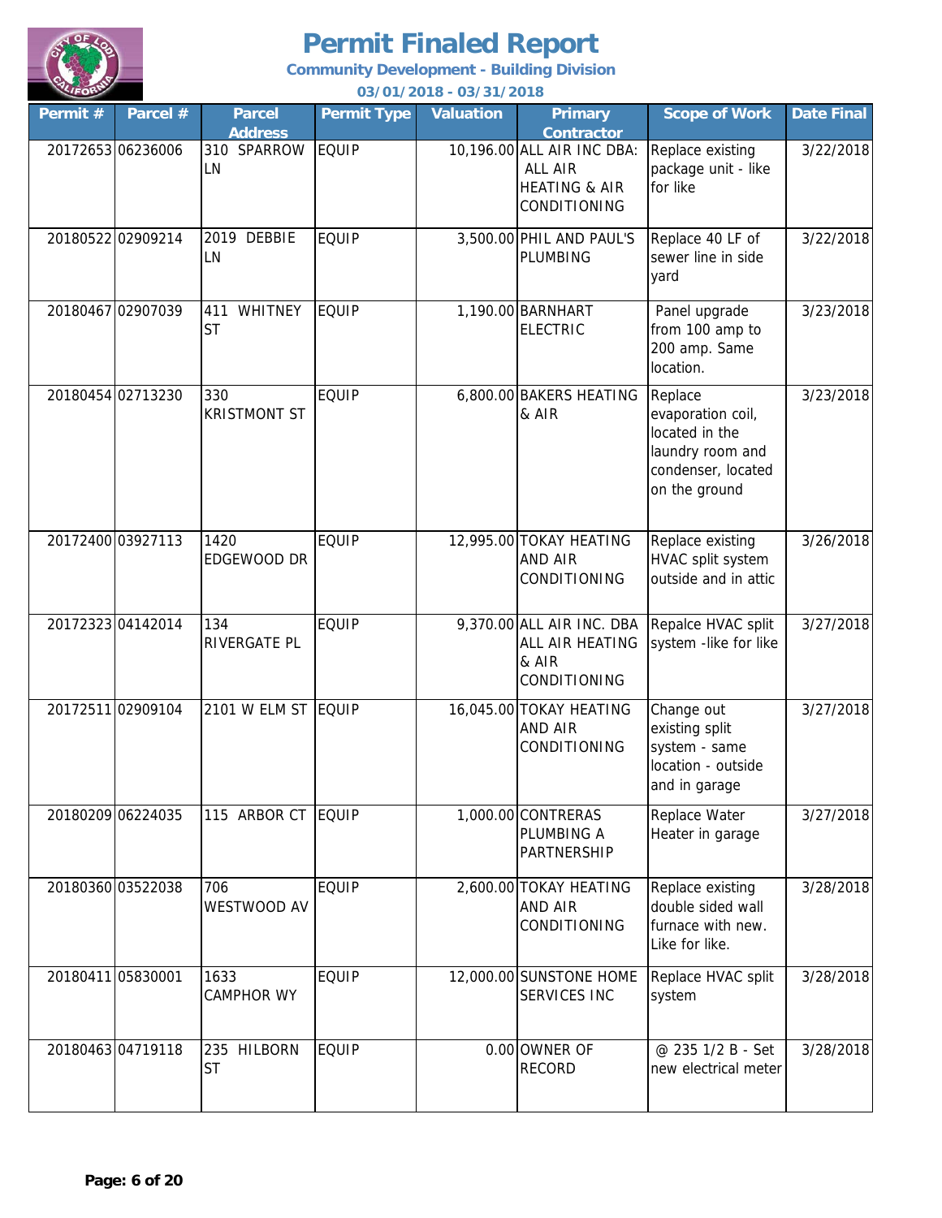# Permit Finaled Report

**Community Development - Building Division**

**03/01/2018 - 03/31/2018**

| Permit # | Parcel # | Parcel Address | Permit Type | Valuation | Primary Contractor | Scope of Work | Date Final |
|---|---|---|---|---|---|---|---|
| 20172653 | 06236006 | 310 SPARROW LN | EQUIP | 10,196.00 | ALL AIR INC DBA: ALL AIR HEATING & AIR CONDITIONING | Replace existing package unit - like for like | 3/22/2018 |
| 20180522 | 02909214 | 2019 DEBBIE LN | EQUIP | 3,500.00 | PHIL AND PAUL'S PLUMBING | Replace 40 LF of sewer line in side yard | 3/22/2018 |
| 20180467 | 02907039 | 411 WHITNEY ST | EQUIP | 1,190.00 | BARNHART ELECTRIC | Panel upgrade from 100 amp to 200 amp. Same location. | 3/23/2018 |
| 20180454 | 02713230 | 330 KRISTMONT ST | EQUIP | 6,800.00 | BAKERS HEATING & AIR | Replace evaporation coil, located in the laundry room and condenser, located on the ground | 3/23/2018 |
| 20172400 | 03927113 | 1420 EDGEWOOD DR | EQUIP | 12,995.00 | TOKAY HEATING AND AIR CONDITIONING | Replace existing HVAC split system outside and in attic | 3/26/2018 |
| 20172323 | 04142014 | 134 RIVERGATE PL | EQUIP | 9,370.00 | ALL AIR INC. DBA ALL AIR HEATING & AIR CONDITIONING | Repalce HVAC split system -like for like | 3/27/2018 |
| 20172511 | 02909104 | 2101 W ELM ST | EQUIP | 16,045.00 | TOKAY HEATING AND AIR CONDITIONING | Change out existing split system - same location - outside and in garage | 3/27/2018 |
| 20180209 | 06224035 | 115 ARBOR CT | EQUIP | 1,000.00 | CONTRERAS PLUMBING A PARTNERSHIP | Replace Water Heater in garage | 3/27/2018 |
| 20180360 | 03522038 | 706 WESTWOOD AV | EQUIP | 2,600.00 | TOKAY HEATING AND AIR CONDITIONING | Replace existing double sided wall furnace with new. Like for like. | 3/28/2018 |
| 20180411 | 05830001 | 1633 CAMPHOR WY | EQUIP | 12,000.00 | SUNSTONE HOME SERVICES INC | Replace HVAC split system | 3/28/2018 |
| 20180463 | 04719118 | 235 HILBORN ST | EQUIP | 0.00 | OWNER OF RECORD | @ 235 1/2 B - Set new electrical meter | 3/28/2018 |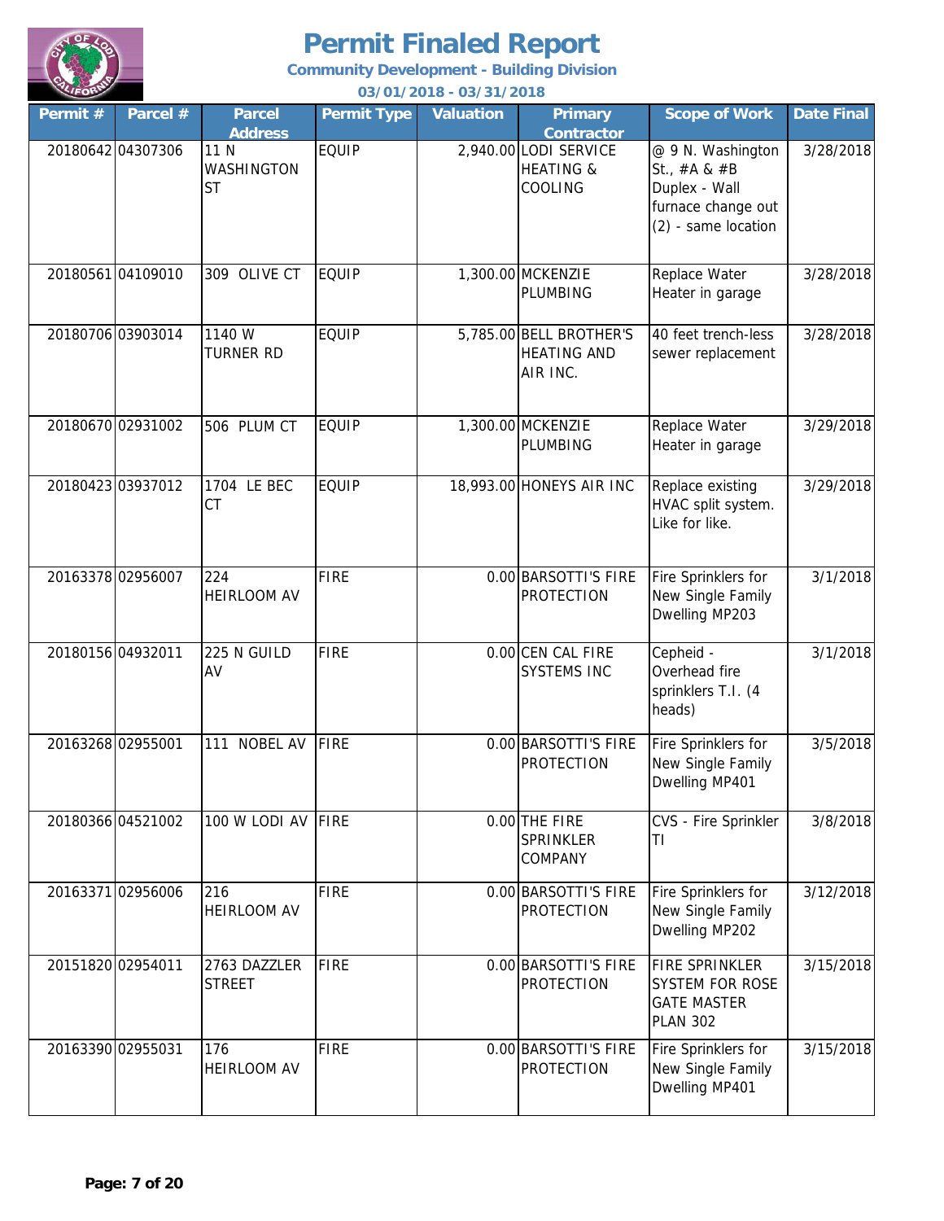# Permit Finaled Report

**Community Development - Building Division**

**03/01/2018 - 03/31/2018**

| Permit # | Parcel # | Parcel Address | Permit Type | Valuation | Primary Contractor | Scope of Work | Date Final |
|---|---|---|---|---|---|---|---|
| 20180642 | 04307306 | 11 N WASHINGTON ST | EQUIP | 2,940.00 | LODI SERVICE HEATING & COOLING | @ 9 N. Washington St., #A & #B Duplex - Wall furnace change out (2) - same location | 3/28/2018 |
| 20180561 | 04109010 | 309 OLIVE CT | EQUIP | 1,300.00 | MCKENZIE PLUMBING | Replace Water Heater in garage | 3/28/2018 |
| 20180706 | 03903014 | 1140 W TURNER RD | EQUIP | 5,785.00 | BELL BROTHER'S HEATING AND AIR INC. | 40 feet trench-less sewer replacement | 3/28/2018 |
| 20180670 | 02931002 | 506 PLUM CT | EQUIP | 1,300.00 | MCKENZIE PLUMBING | Replace Water Heater in garage | 3/29/2018 |
| 20180423 | 03937012 | 1704 LE BEC CT | EQUIP | 18,993.00 | HONEYS AIR INC | Replace existing HVAC split system. Like for like. | 3/29/2018 |
| 20163378 | 02956007 | 224 HEIRLOOM AV | FIRE | 0.00 | BARSOTTI'S FIRE PROTECTION | Fire Sprinklers for New Single Family Dwelling MP203 | 3/1/2018 |
| 20180156 | 04932011 | 225 N GUILD AV | FIRE | 0.00 | CEN CAL FIRE SYSTEMS INC | Cepheid - Overhead fire sprinklers T.I. (4 heads) | 3/1/2018 |
| 20163268 | 02955001 | 111 NOBEL AV | FIRE | 0.00 | BARSOTTI'S FIRE PROTECTION | Fire Sprinklers for New Single Family Dwelling MP401 | 3/5/2018 |
| 20180366 | 04521002 | 100 W LODI AV | FIRE | 0.00 | THE FIRE SPRINKLER COMPANY | CVS - Fire Sprinkler TI | 3/8/2018 |
| 20163371 | 02956006 | 216 HEIRLOOM AV | FIRE | 0.00 | BARSOTTI'S FIRE PROTECTION | Fire Sprinklers for New Single Family Dwelling MP202 | 3/12/2018 |
| 20151820 | 02954011 | 2763 DAZZLER STREET | FIRE | 0.00 | BARSOTTI'S FIRE PROTECTION | FIRE SPRINKLER SYSTEM FOR ROSE GATE MASTER PLAN 302 | 3/15/2018 |
| 20163390 | 02955031 | 176 HEIRLOOM AV | FIRE | 0.00 | BARSOTTI'S FIRE PROTECTION | Fire Sprinklers for New Single Family Dwelling MP401 | 3/15/2018 |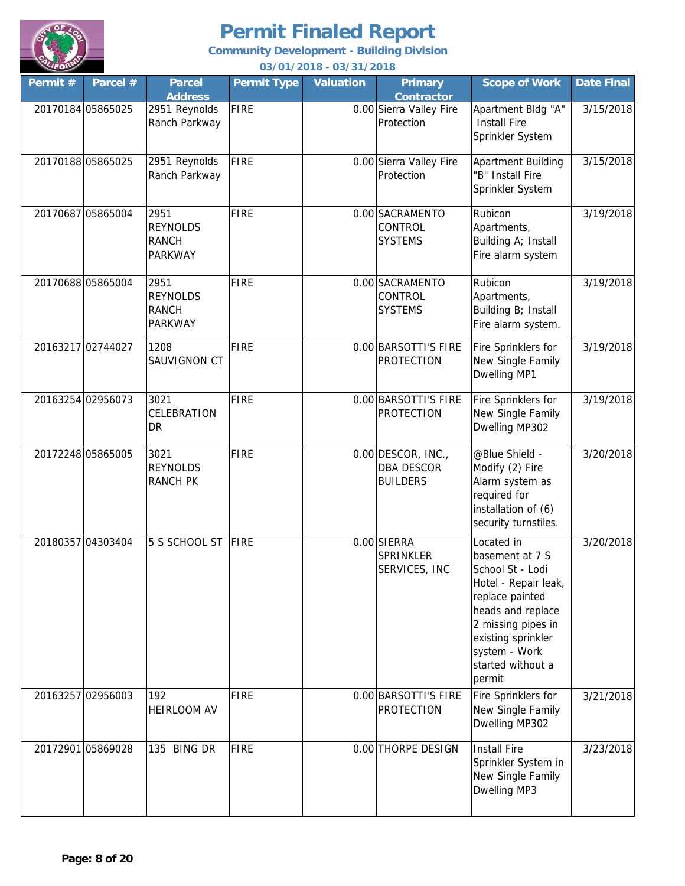# Permit Finaled Report

**Community Development - Building Division**

**03/01/2018 - 03/31/2018**

| Permit # | Parcel # | Parcel Address | Permit Type | Valuation | Primary Contractor | Scope of Work | Date Final |
|---|---|---|---|---|---|---|---|
| 20170184 | 05865025 | 2951 Reynolds Ranch Parkway | FIRE | 0.00 | Sierra Valley Fire Protection | Apartment Bldg "A" Install Fire Sprinkler System | 3/15/2018 |
| 20170188 | 05865025 | 2951 Reynolds Ranch Parkway | FIRE | 0.00 | Sierra Valley Fire Protection | Apartment Building "B" Install Fire Sprinkler System | 3/15/2018 |
| 20170687 | 05865004 | 2951 REYNOLDS RANCH PARKWAY | FIRE | 0.00 | SACRAMENTO CONTROL SYSTEMS | Rubicon Apartments, Building A; Install Fire alarm system | 3/19/2018 |
| 20170688 | 05865004 | 2951 REYNOLDS RANCH PARKWAY | FIRE | 0.00 | SACRAMENTO CONTROL SYSTEMS | Rubicon Apartments, Building B; Install Fire alarm system. | 3/19/2018 |
| 20163217 | 02744027 | 1208 SAUVIGNON CT | FIRE | 0.00 | BARSOTTI'S FIRE PROTECTION | Fire Sprinklers for New Single Family Dwelling MP1 | 3/19/2018 |
| 20163254 | 02956073 | 3021 CELEBRATION DR | FIRE | 0.00 | BARSOTTI'S FIRE PROTECTION | Fire Sprinklers for New Single Family Dwelling MP302 | 3/19/2018 |
| 20172248 | 05865005 | 3021 REYNOLDS RANCH PK | FIRE | 0.00 | DESCOR, INC., DBA DESCOR BUILDERS | @Blue Shield - Modify (2) Fire Alarm system as required for installation of (6) security turnstiles. | 3/20/2018 |
| 20180357 | 04303404 | 5 S SCHOOL ST | FIRE | 0.00 | SIERRA SPRINKLER SERVICES, INC | Located in basement at 7 S School St - Lodi Hotel - Repair leak, replace painted heads and replace 2 missing pipes in existing sprinkler system - Work started without a permit | 3/20/2018 |
| 20163257 | 02956003 | 192 HEIRLOOM AV | FIRE | 0.00 | BARSOTTI'S FIRE PROTECTION | Fire Sprinklers for New Single Family Dwelling MP302 | 3/21/2018 |
| 20172901 | 05869028 | 135 BING DR | FIRE | 0.00 | THORPE DESIGN | Install Fire Sprinkler System in New Single Family Dwelling MP3 | 3/23/2018 |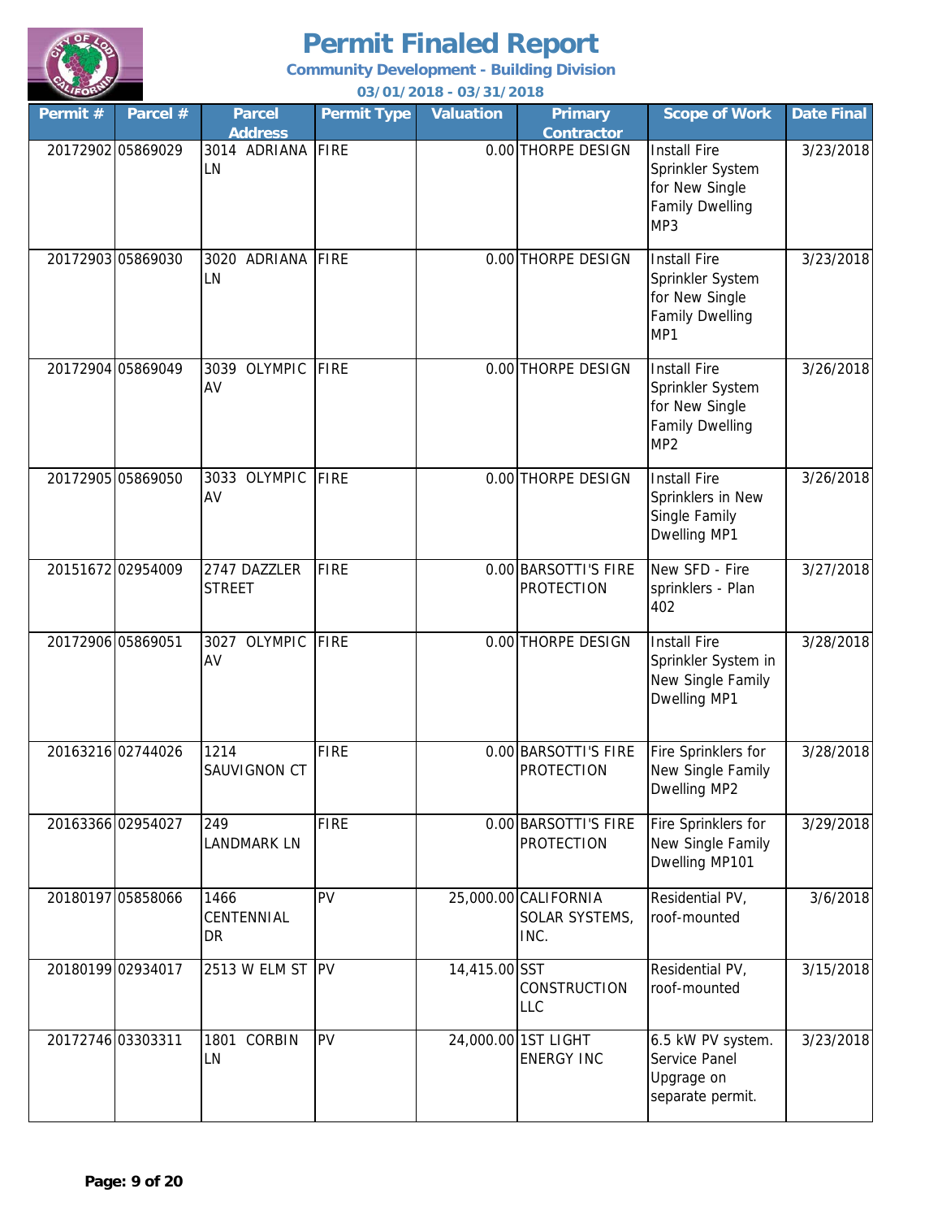# Permit Finaled Report

**Community Development - Building Division**

**03/01/2018 - 03/31/2018**

| Permit # | Parcel # | Parcel Address | Permit Type | Valuation | Primary Contractor | Scope of Work | Date Final |
|---|---|---|---|---|---|---|---|
| 20172902 | 05869029 | 3014 ADRIANA LN | FIRE | 0.00 | THORPE DESIGN | Install Fire Sprinkler System for New Single Family Dwelling MP3 | 3/23/2018 |
| 20172903 | 05869030 | 3020 ADRIANA LN | FIRE | 0.00 | THORPE DESIGN | Install Fire Sprinkler System for New Single Family Dwelling MP1 | 3/23/2018 |
| 20172904 | 05869049 | 3039 OLYMPIC AV | FIRE | 0.00 | THORPE DESIGN | Install Fire Sprinkler System for New Single Family Dwelling MP2 | 3/26/2018 |
| 20172905 | 05869050 | 3033 OLYMPIC AV | FIRE | 0.00 | THORPE DESIGN | Install Fire Sprinklers in New Single Family Dwelling MP1 | 3/26/2018 |
| 20151672 | 02954009 | 2747 DAZZLER STREET | FIRE | 0.00 | BARSOTTI'S FIRE PROTECTION | New SFD - Fire sprinklers - Plan 402 | 3/27/2018 |
| 20172906 | 05869051 | 3027 OLYMPIC AV | FIRE | 0.00 | THORPE DESIGN | Install Fire Sprinkler System in New Single Family Dwelling MP1 | 3/28/2018 |
| 20163216 | 02744026 | 1214 SAUVIGNON CT | FIRE | 0.00 | BARSOTTI'S FIRE PROTECTION | Fire Sprinklers for New Single Family Dwelling MP2 | 3/28/2018 |
| 20163366 | 02954027 | 249 LANDMARK LN | FIRE | 0.00 | BARSOTTI'S FIRE PROTECTION | Fire Sprinklers for New Single Family Dwelling MP101 | 3/29/2018 |
| 20180197 | 05858066 | 1466 CENTENNIAL DR | PV | 25,000.00 | CALIFORNIA SOLAR SYSTEMS, INC. | Residential PV, roof-mounted | 3/6/2018 |
| 20180199 | 02934017 | 2513 W ELM ST | PV | 14,415.00 | SST CONSTRUCTION LLC | Residential PV, roof-mounted | 3/15/2018 |
| 20172746 | 03303311 | 1801 CORBIN LN | PV | 24,000.00 | 1ST LIGHT ENERGY INC | 6.5 kW PV system. Service Panel Upgrage on separate permit. | 3/23/2018 |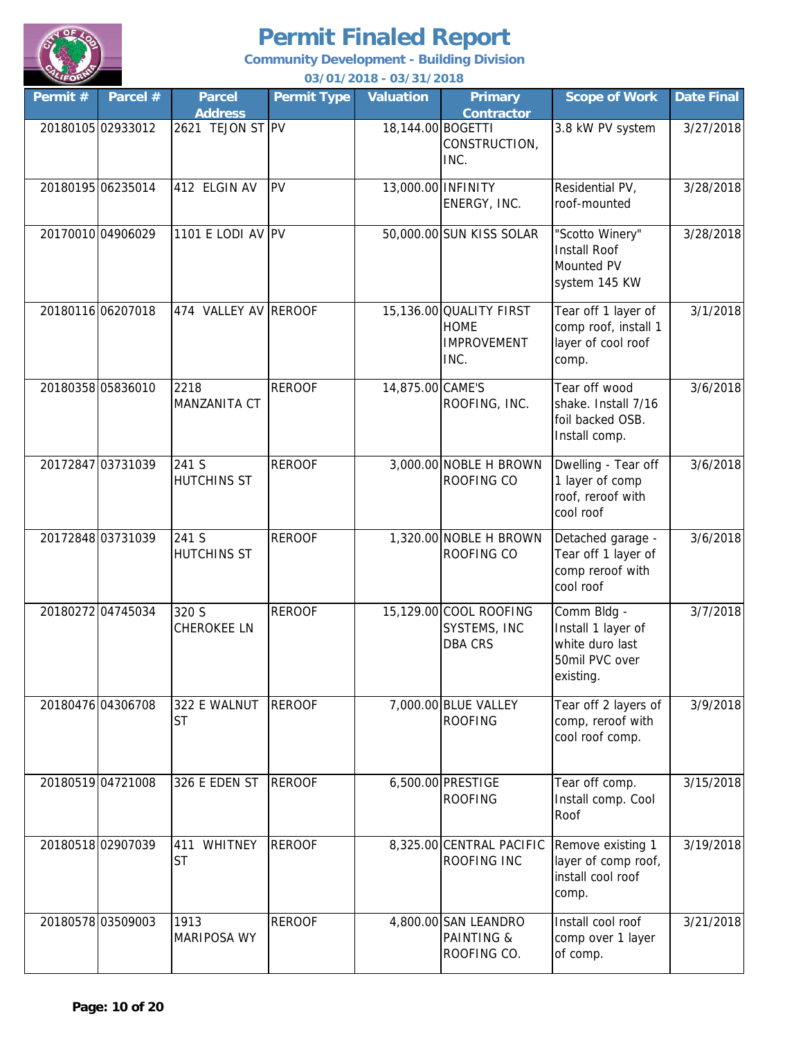# Permit Finaled Report

**Community Development - Building Division**

**03/01/2018 - 03/31/2018**

| Permit # | Parcel # | Parcel Address | Permit Type | Valuation | Primary Contractor | Scope of Work | Date Final |
|---|---|---|---|---|---|---|---|
| 20180105 | 02933012 | 2621 TEJON ST | PV | 18,144.00 | BOGETTI CONSTRUCTION, INC. | 3.8 kW PV system | 3/27/2018 |
| 20180195 | 06235014 | 412 ELGIN AV | PV | 13,000.00 | INFINITY ENERGY, INC. | Residential PV, roof-mounted | 3/28/2018 |
| 20170010 | 04906029 | 1101 E LODI AV | PV | 50,000.00 | SUN KISS SOLAR | "Scotto Winery" Install Roof Mounted PV system 145 KW | 3/28/2018 |
| 20180116 | 06207018 | 474 VALLEY AV | REROOF | 15,136.00 | QUALITY FIRST HOME IMPROVEMENT INC. | Tear off 1 layer of comp roof, install 1 layer of cool roof comp. | 3/1/2018 |
| 20180358 | 05836010 | 2218 MANZANITA CT | REROOF | 14,875.00 | CAME'S ROOFING, INC. | Tear off wood shake. Install 7/16 foil backed OSB. Install comp. | 3/6/2018 |
| 20172847 | 03731039 | 241 S HUTCHINS ST | REROOF | 3,000.00 | NOBLE H BROWN ROOFING CO | Dwelling - Tear off 1 layer of comp roof, reroof with cool roof | 3/6/2018 |
| 20172848 | 03731039 | 241 S HUTCHINS ST | REROOF | 1,320.00 | NOBLE H BROWN ROOFING CO | Detached garage - Tear off 1 layer of comp reroof with cool roof | 3/6/2018 |
| 20180272 | 04745034 | 320 S CHEROKEE LN | REROOF | 15,129.00 | COOL ROOFING SYSTEMS, INC DBA CRS | Comm Bldg - Install 1 layer of white duro last 50mil PVC over existing. | 3/7/2018 |
| 20180476 | 04306708 | 322 E WALNUT ST | REROOF | 7,000.00 | BLUE VALLEY ROOFING | Tear off 2 layers of comp, reroof with cool roof comp. | 3/9/2018 |
| 20180519 | 04721008 | 326 E EDEN ST | REROOF | 6,500.00 | PRESTIGE ROOFING | Tear off comp. Install comp. Cool Roof | 3/15/2018 |
| 20180518 | 02907039 | 411 WHITNEY ST | REROOF | 8,325.00 | CENTRAL PACIFIC ROOFING INC | Remove existing 1 layer of comp roof, install cool roof comp. | 3/19/2018 |
| 20180578 | 03509003 | 1913 MARIPOSA WY | REROOF | 4,800.00 | SAN LEANDRO PAINTING & ROOFING CO. | Install cool roof comp over 1 layer of comp. | 3/21/2018 |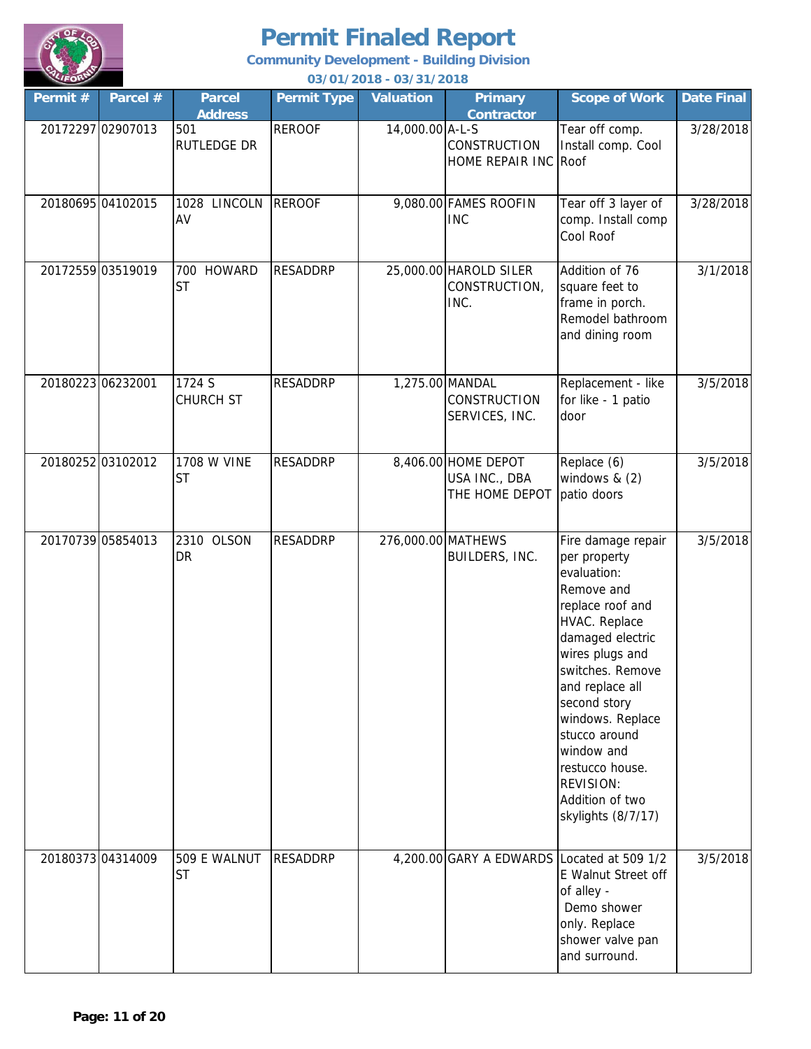# Permit Finaled Report

**Community Development - Building Division**

**03/01/2018 - 03/31/2018**

| Permit # | Parcel # | Parcel Address | Permit Type | Valuation | Primary Contractor | Scope of Work | Date Final |
|---|---|---|---|---|---|---|---|
| 20172297 | 02907013 | 501 RUTLEDGE DR | REROOF | 14,000.00 | A-L-S CONSTRUCTION HOME REPAIR INC | Tear off comp. Install comp. Cool Roof | 3/28/2018 |
| 20180695 | 04102015 | 1028 LINCOLN AV | REROOF | 9,080.00 | FAMES ROOFIN INC | Tear off 3 layer of comp. Install comp Cool Roof | 3/28/2018 |
| 20172559 | 03519019 | 700 HOWARD ST | RESADDRP | 25,000.00 | HAROLD SILER CONSTRUCTION, INC. | Addition of 76 square feet to frame in porch. Remodel bathroom and dining room | 3/1/2018 |
| 20180223 | 06232001 | 1724 S CHURCH ST | RESADDRP | 1,275.00 | MANDAL CONSTRUCTION SERVICES, INC. | Replacement - like for like - 1 patio door | 3/5/2018 |
| 20180252 | 03102012 | 1708 W VINE ST | RESADDRP | 8,406.00 | HOME DEPOT USA INC., DBA THE HOME DEPOT | Replace (6) windows & (2) patio doors | 3/5/2018 |
| 20170739 | 05854013 | 2310 OLSON DR | RESADDRP | 276,000.00 | MATHEWS BUILDERS, INC. | Fire damage repair per property evaluation: Remove and replace roof and HVAC. Replace damaged electric wires plugs and switches. Remove and replace all second story windows. Replace stucco around window and restucco house. REVISION: Addition of two skylights (8/7/17) | 3/5/2018 |
| 20180373 | 04314009 | 509 E WALNUT ST | RESADDRP | 4,200.00 | GARY A EDWARDS | Located at 509 1/2 E Walnut Street off of alley - Demo shower only. Replace shower valve pan and surround. | 3/5/2018 |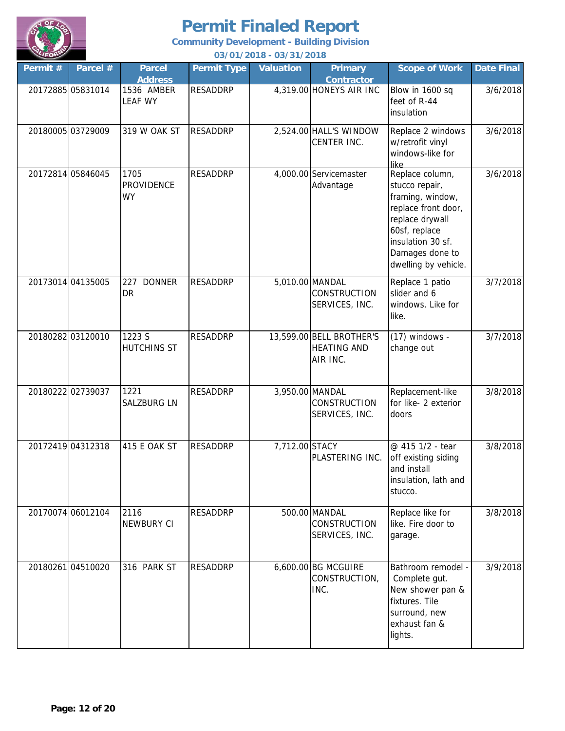# Permit Finaled Report

**Community Development - Building Division**

**03/01/2018 - 03/31/2018**

| Permit # | Parcel # | Parcel Address | Permit Type | Valuation | Primary Contractor | Scope of Work | Date Final |
|---|---|---|---|---|---|---|---|
| 20172885 | 05831014 | 1536 AMBER LEAF WY | RESADDRP | 4,319.00 | HONEYS AIR INC | Blow in 1600 sq feet of R-44 insulation | 3/6/2018 |
| 20180005 | 03729009 | 319 W OAK ST | RESADDRP | 2,524.00 | HALL'S WINDOW CENTER INC. | Replace 2 windows w/retrofit vinyl windows-like for like | 3/6/2018 |
| 20172814 | 05846045 | 1705 PROVIDENCE WY | RESADDRP | 4,000.00 | Servicemaster Advantage | Replace column, stucco repair, framing, window, replace front door, replace drywall 60sf, replace insulation 30 sf. Damages done to dwelling by vehicle. | 3/6/2018 |
| 20173014 | 04135005 | 227 DONNER DR | RESADDRP | 5,010.00 | MANDAL CONSTRUCTION SERVICES, INC. | Replace 1 patio slider and 6 windows. Like for like. | 3/7/2018 |
| 20180282 | 03120010 | 1223 S HUTCHINS ST | RESADDRP | 13,599.00 | BELL BROTHER'S HEATING AND AIR INC. | (17) windows - change out | 3/7/2018 |
| 20180222 | 02739037 | 1221 SALZBURG LN | RESADDRP | 3,950.00 | MANDAL CONSTRUCTION SERVICES, INC. | Replacement-like for like- 2 exterior doors | 3/8/2018 |
| 20172419 | 04312318 | 415 E OAK ST | RESADDRP | 7,712.00 | STACY PLASTERING INC. | @ 415 1/2 - tear off existing siding and install insulation, lath and stucco. | 3/8/2018 |
| 20170074 | 06012104 | 2116 NEWBURY CI | RESADDRP | 500.00 | MANDAL CONSTRUCTION SERVICES, INC. | Replace like for like. Fire door to garage. | 3/8/2018 |
| 20180261 | 04510020 | 316 PARK ST | RESADDRP | 6,600.00 | BG MCGUIRE CONSTRUCTION, INC. | Bathroom remodel - Complete gut. New shower pan & fixtures. Tile surround, new exhaust fan & lights. | 3/9/2018 |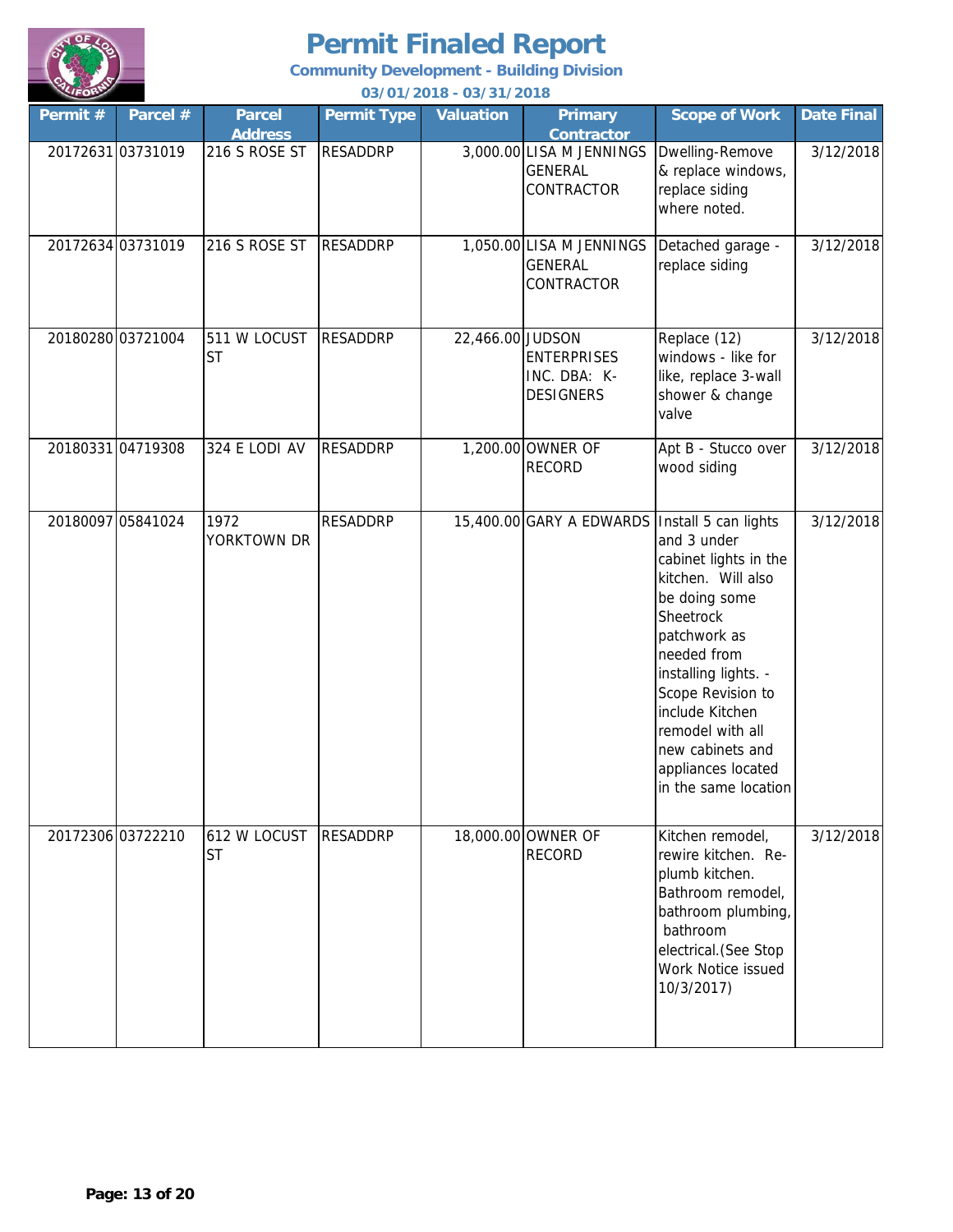# Permit Finaled Report

**Community Development - Building Division**

**03/01/2018 - 03/31/2018**

| Permit # | Parcel # | Parcel Address | Permit Type | Valuation | Primary Contractor | Scope of Work | Date Final |
|---|---|---|---|---|---|---|---|
| 20172631 | 03731019 | 216 S ROSE ST | RESADDRP | 3,000.00 | LISA M JENNINGS GENERAL CONTRACTOR | Dwelling-Remove & replace windows, replace siding where noted. | 3/12/2018 |
| 20172634 | 03731019 | 216 S ROSE ST | RESADDRP | 1,050.00 | LISA M JENNINGS GENERAL CONTRACTOR | Detached garage - replace siding | 3/12/2018 |
| 20180280 | 03721004 | 511 W LOCUST ST | RESADDRP | 22,466.00 | JUDSON ENTERPRISES INC. DBA: K-DESIGNERS | Replace (12) windows - like for like, replace 3-wall shower & change valve | 3/12/2018 |
| 20180331 | 04719308 | 324 E LODI AV | RESADDRP | 1,200.00 | OWNER OF RECORD | Apt B - Stucco over wood siding | 3/12/2018 |
| 20180097 | 05841024 | 1972 YORKTOWN DR | RESADDRP | 15,400.00 | GARY A EDWARDS | Install 5 can lights and 3 under cabinet lights in the kitchen. Will also be doing some Sheetrock patchwork as needed from installing lights. - Scope Revision to include Kitchen remodel with all new cabinets and appliances located in the same location | 3/12/2018 |
| 20172306 | 03722210 | 612 W LOCUST ST | RESADDRP | 18,000.00 | OWNER OF RECORD | Kitchen remodel, rewire kitchen. Re-plumb kitchen. Bathroom remodel, bathroom plumbing, bathroom electrical.(See Stop Work Notice issued 10/3/2017) | 3/12/2018 |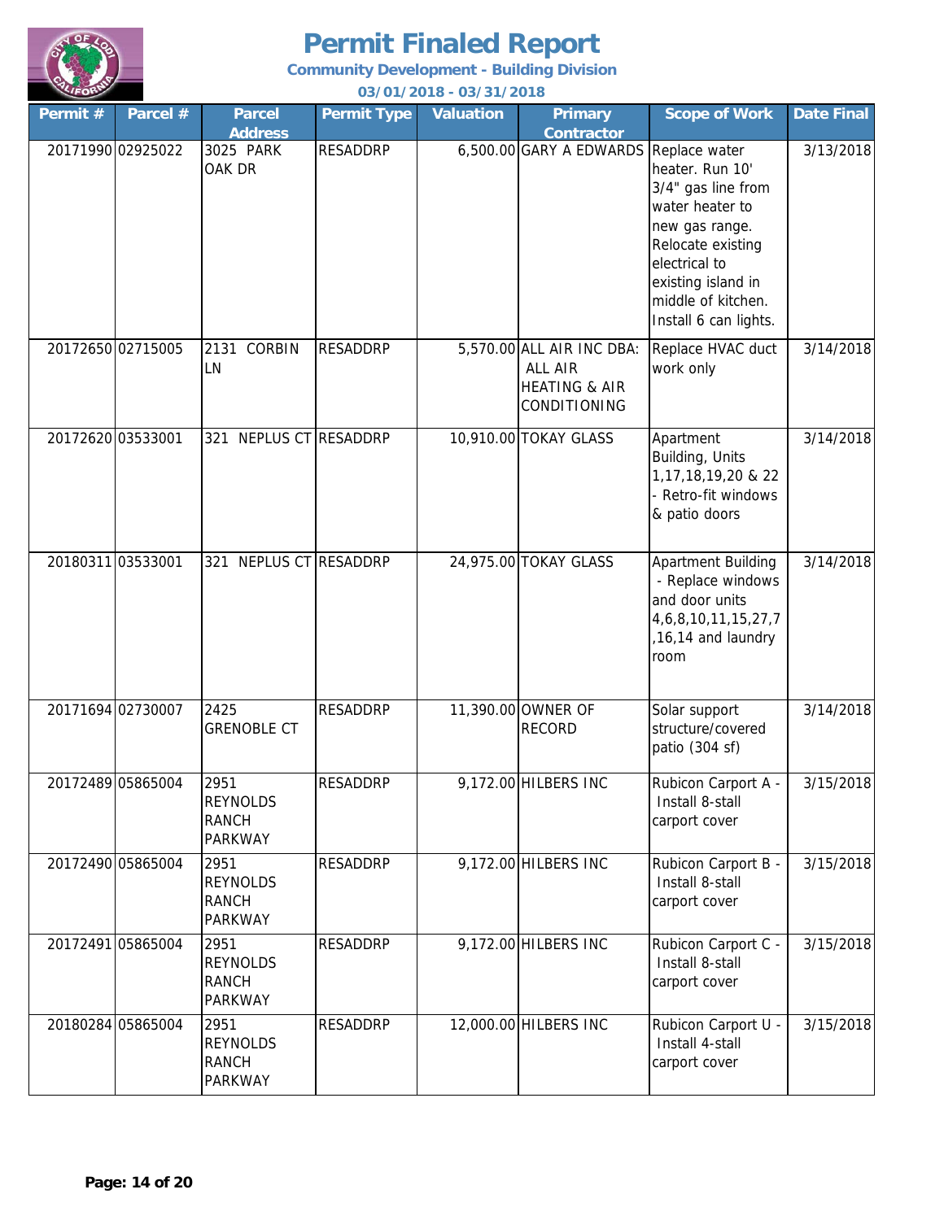# Permit Finaled Report

**Community Development - Building Division**

**03/01/2018 - 03/31/2018**

| Permit # | Parcel # | Parcel Address | Permit Type | Valuation | Primary Contractor | Scope of Work | Date Final |
|---|---|---|---|---|---|---|---|
| 20171990 | 02925022 | 3025 PARK OAK DR | RESADDRP | 6,500.00 | GARY A EDWARDS | Replace water heater. Run 10' 3/4" gas line from water heater to new gas range. Relocate existing electrical to existing island in middle of kitchen. Install 6 can lights. | 3/13/2018 |
| 20172650 | 02715005 | 2131 CORBIN LN | RESADDRP | 5,570.00 | ALL AIR INC DBA: ALL AIR HEATING & AIR CONDITIONING | Replace HVAC duct work only | 3/14/2018 |
| 20172620 | 03533001 | 321 NEPLUS CT | RESADDRP | 10,910.00 | TOKAY GLASS | Apartment Building, Units 1,17,18,19,20 & 22 - Retro-fit windows & patio doors | 3/14/2018 |
| 20180311 | 03533001 | 321 NEPLUS CT | RESADDRP | 24,975.00 | TOKAY GLASS | Apartment Building - Replace windows and door units 4,6,8,10,11,15,27,7,16,14 and laundry room | 3/14/2018 |
| 20171694 | 02730007 | 2425 GRENOBLE CT | RESADDRP | 11,390.00 | OWNER OF RECORD | Solar support structure/covered patio (304 sf) | 3/14/2018 |
| 20172489 | 05865004 | 2951 REYNOLDS RANCH PARKWAY | RESADDRP | 9,172.00 | HILBERS INC | Rubicon Carport A - Install 8-stall carport cover | 3/15/2018 |
| 20172490 | 05865004 | 2951 REYNOLDS RANCH PARKWAY | RESADDRP | 9,172.00 | HILBERS INC | Rubicon Carport B - Install 8-stall carport cover | 3/15/2018 |
| 20172491 | 05865004 | 2951 REYNOLDS RANCH PARKWAY | RESADDRP | 9,172.00 | HILBERS INC | Rubicon Carport C - Install 8-stall carport cover | 3/15/2018 |
| 20180284 | 05865004 | 2951 REYNOLDS RANCH PARKWAY | RESADDRP | 12,000.00 | HILBERS INC | Rubicon Carport U - Install 4-stall carport cover | 3/15/2018 |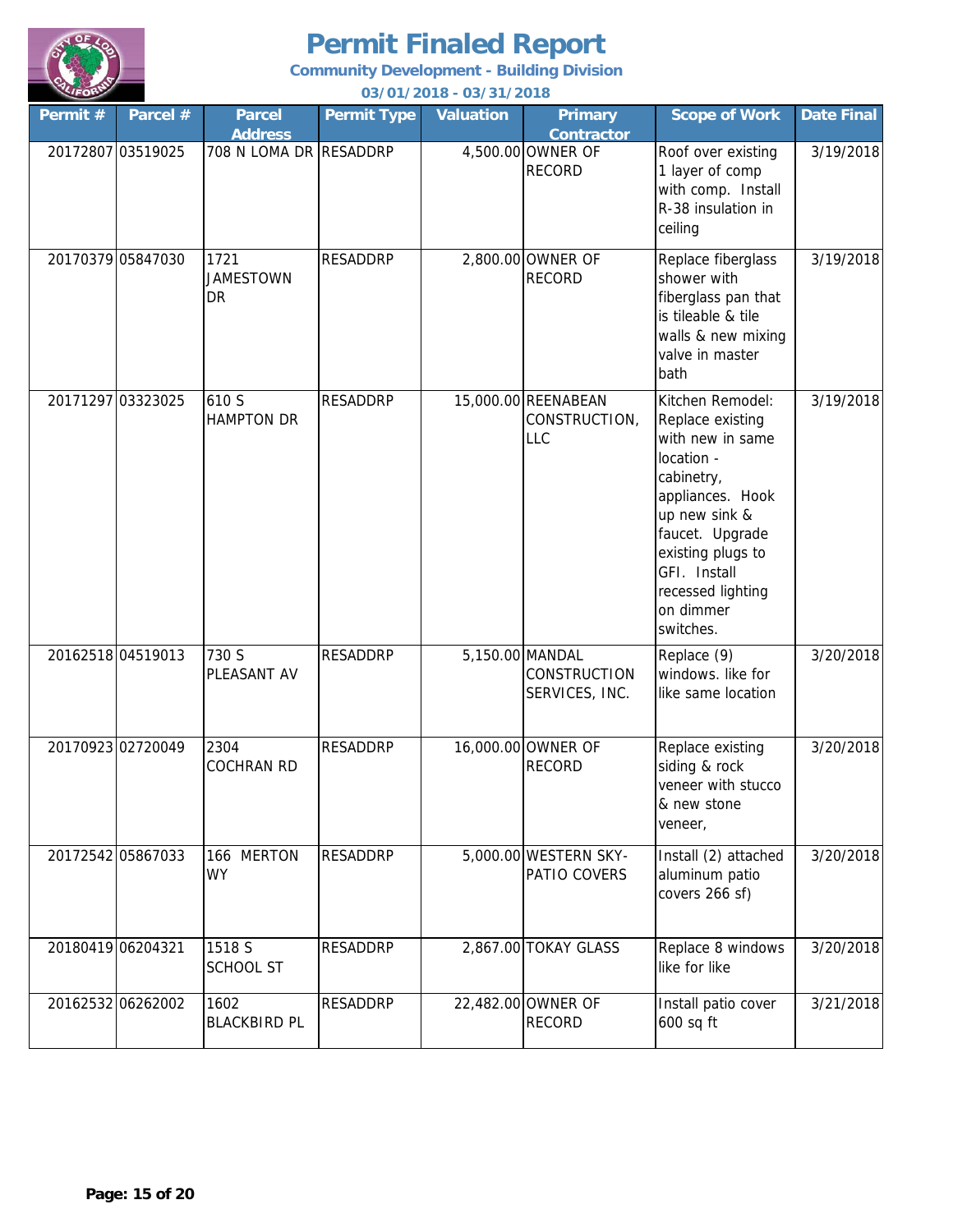# Permit Finaled Report

**Community Development - Building Division**

**03/01/2018 - 03/31/2018**

| Permit # | Parcel # | Parcel Address | Permit Type | Valuation | Primary Contractor | Scope of Work | Date Final |
|---|---|---|---|---|---|---|---|
| 20172807 | 03519025 | 708 N LOMA DR | RESADDRP | 4,500.00 | OWNER OF RECORD | Roof over existing 1 layer of comp with comp. Install R-38 insulation in ceiling | 3/19/2018 |
| 20170379 | 05847030 | 1721 JAMESTOWN DR | RESADDRP | 2,800.00 | OWNER OF RECORD | Replace fiberglass shower with fiberglass pan that is tileable & tile walls & new mixing valve in master bath | 3/19/2018 |
| 20171297 | 03323025 | 610 S HAMPTON DR | RESADDRP | 15,000.00 | REENABEAN CONSTRUCTION, LLC | Kitchen Remodel: Replace existing with new in same location - cabinetry, appliances. Hook up new sink & faucet. Upgrade existing plugs to GFI. Install recessed lighting on dimmer switches. | 3/19/2018 |
| 20162518 | 04519013 | 730 S PLEASANT AV | RESADDRP | 5,150.00 | MANDAL CONSTRUCTION SERVICES, INC. | Replace (9) windows. like for like same location | 3/20/2018 |
| 20170923 | 02720049 | 2304 COCHRAN RD | RESADDRP | 16,000.00 | OWNER OF RECORD | Replace existing siding & rock veneer with stucco & new stone veneer, | 3/20/2018 |
| 20172542 | 05867033 | 166 MERTON WY | RESADDRP | 5,000.00 | WESTERN SKY-PATIO COVERS | Install (2) attached aluminum patio covers 266 sf) | 3/20/2018 |
| 20180419 | 06204321 | 1518 S SCHOOL ST | RESADDRP | 2,867.00 | TOKAY GLASS | Replace 8 windows like for like | 3/20/2018 |
| 20162532 | 06262002 | 1602 BLACKBIRD PL | RESADDRP | 22,482.00 | OWNER OF RECORD | Install patio cover 600 sq ft | 3/21/2018 |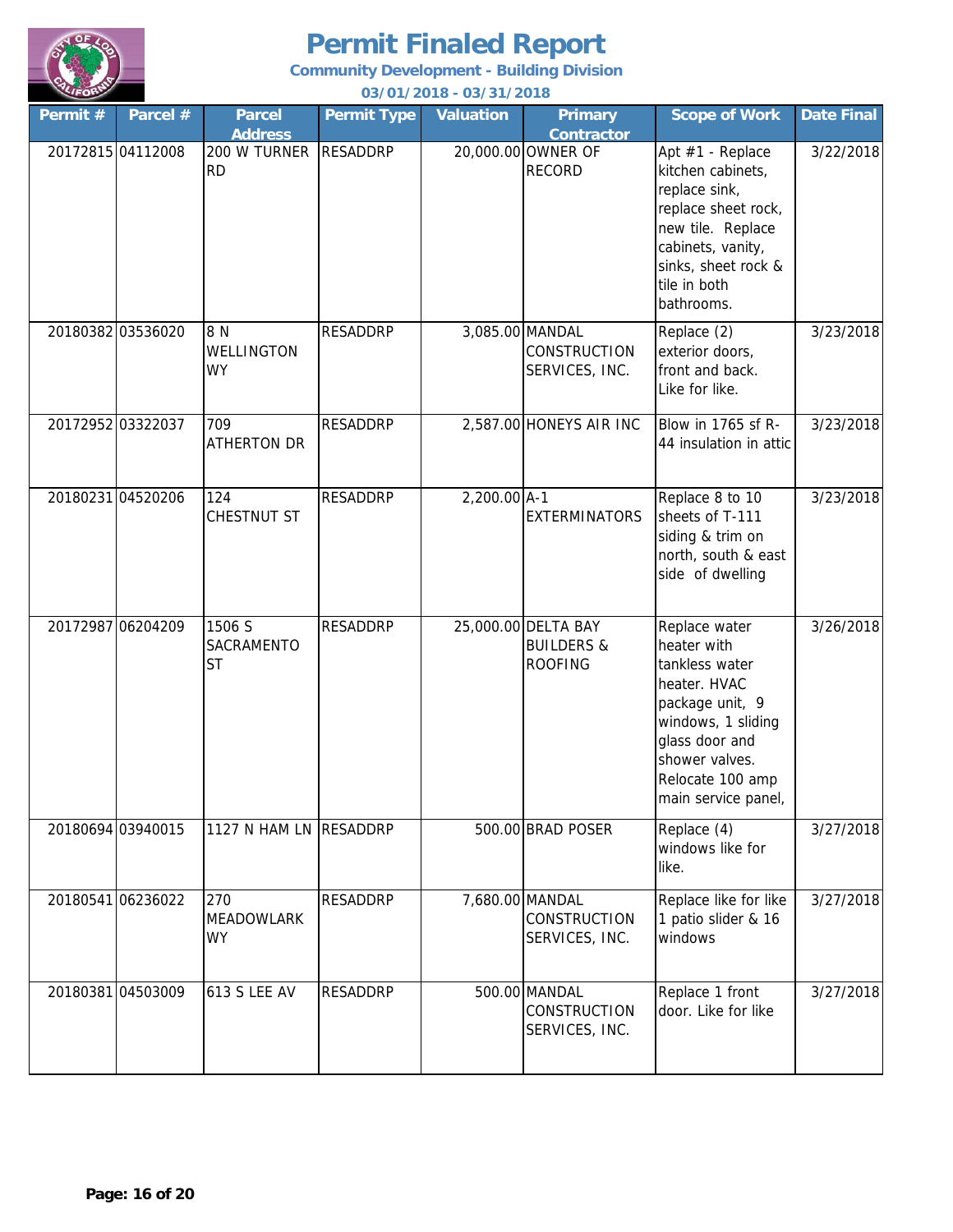# Permit Finaled Report

**Community Development - Building Division**

**03/01/2018 - 03/31/2018**

| Permit # | Parcel # | Parcel Address | Permit Type | Valuation | Primary Contractor | Scope of Work | Date Final |
|---|---|---|---|---|---|---|---|
| 20172815 | 04112008 | 200 W TURNER RD | RESADDRP | 20,000.00 | OWNER OF RECORD | Apt #1 - Replace kitchen cabinets, replace sink, replace sheet rock, new tile. Replace cabinets, vanity, sinks, sheet rock & tile in both bathrooms. | 3/22/2018 |
| 20180382 | 03536020 | 8 N WELLINGTON WY | RESADDRP | 3,085.00 | MANDAL CONSTRUCTION SERVICES, INC. | Replace (2) exterior doors, front and back. Like for like. | 3/23/2018 |
| 20172952 | 03322037 | 709 ATHERTON DR | RESADDRP | 2,587.00 | HONEYS AIR INC | Blow in 1765 sf R-44 insulation in attic | 3/23/2018 |
| 20180231 | 04520206 | 124 CHESTNUT ST | RESADDRP | 2,200.00 | A-1 EXTERMINATORS | Replace 8 to 10 sheets of T-111 siding & trim on north, south & east side of dwelling | 3/23/2018 |
| 20172987 | 06204209 | 1506 S SACRAMENTO ST | RESADDRP | 25,000.00 | DELTA BAY BUILDERS & ROOFING | Replace water heater with tankless water heater. HVAC package unit, 9 windows, 1 sliding glass door and shower valves. Relocate 100 amp main service panel, | 3/26/2018 |
| 20180694 | 03940015 | 1127 N HAM LN | RESADDRP | 500.00 | BRAD POSER | Replace (4) windows like for like. | 3/27/2018 |
| 20180541 | 06236022 | 270 MEADOWLARK WY | RESADDRP | 7,680.00 | MANDAL CONSTRUCTION SERVICES, INC. | Replace like for like 1 patio slider & 16 windows | 3/27/2018 |
| 20180381 | 04503009 | 613 S LEE AV | RESADDRP | 500.00 | MANDAL CONSTRUCTION SERVICES, INC. | Replace 1 front door. Like for like | 3/27/2018 |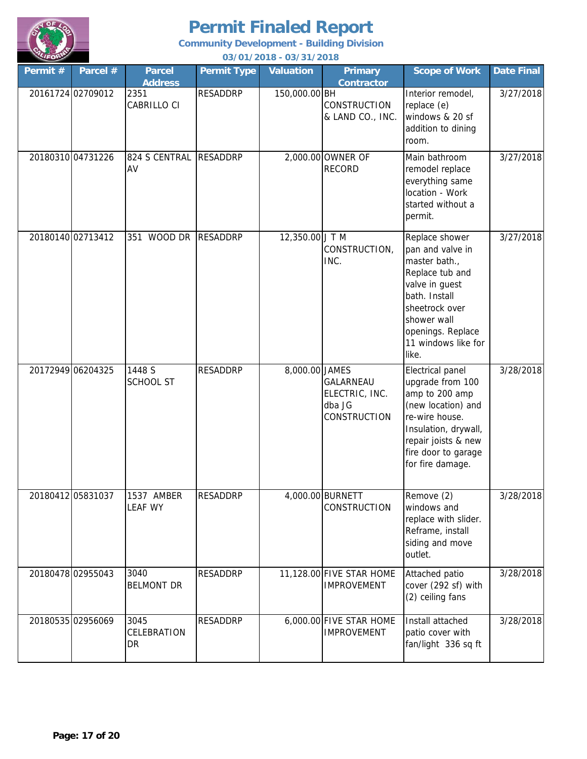# Permit Finaled Report

**Community Development - Building Division**

**03/01/2018 - 03/31/2018**

| Permit # | Parcel # | Parcel Address | Permit Type | Valuation | Primary Contractor | Scope of Work | Date Final |
|---|---|---|---|---|---|---|---|
| 20161724 | 02709012 | 2351 CABRILLO CI | RESADDRP | 150,000.00 | BH CONSTRUCTION & LAND CO., INC. | Interior remodel, replace (e) windows & 20 sf addition to dining room. | 3/27/2018 |
| 20180310 | 04731226 | 824 S CENTRAL AV | RESADDRP | 2,000.00 | OWNER OF RECORD | Main bathroom remodel replace everything same location - Work started without a permit. | 3/27/2018 |
| 20180140 | 02713412 | 351 WOOD DR | RESADDRP | 12,350.00 | J T M CONSTRUCTION, INC. | Replace shower pan and valve in master bath., Replace tub and valve in guest bath. Install sheetrock over shower wall openings. Replace 11 windows like for like. | 3/27/2018 |
| 20172949 | 06204325 | 1448 S SCHOOL ST | RESADDRP | 8,000.00 | JAMES GALARNEAU ELECTRIC, INC. dba JG CONSTRUCTION | Electrical panel upgrade from 100 amp to 200 amp (new location) and re-wire house. Insulation, drywall, repair joists & new fire door to garage for fire damage. | 3/28/2018 |
| 20180412 | 05831037 | 1537 AMBER LEAF WY | RESADDRP | 4,000.00 | BURNETT CONSTRUCTION | Remove (2) windows and replace with slider. Reframe, install siding and move outlet. | 3/28/2018 |
| 20180478 | 02955043 | 3040 BELMONT DR | RESADDRP | 11,128.00 | FIVE STAR HOME IMPROVEMENT | Attached patio cover (292 sf) with (2) ceiling fans | 3/28/2018 |
| 20180535 | 02956069 | 3045 CELEBRATION DR | RESADDRP | 6,000.00 | FIVE STAR HOME IMPROVEMENT | Install attached patio cover with fan/light 336 sq ft | 3/28/2018 |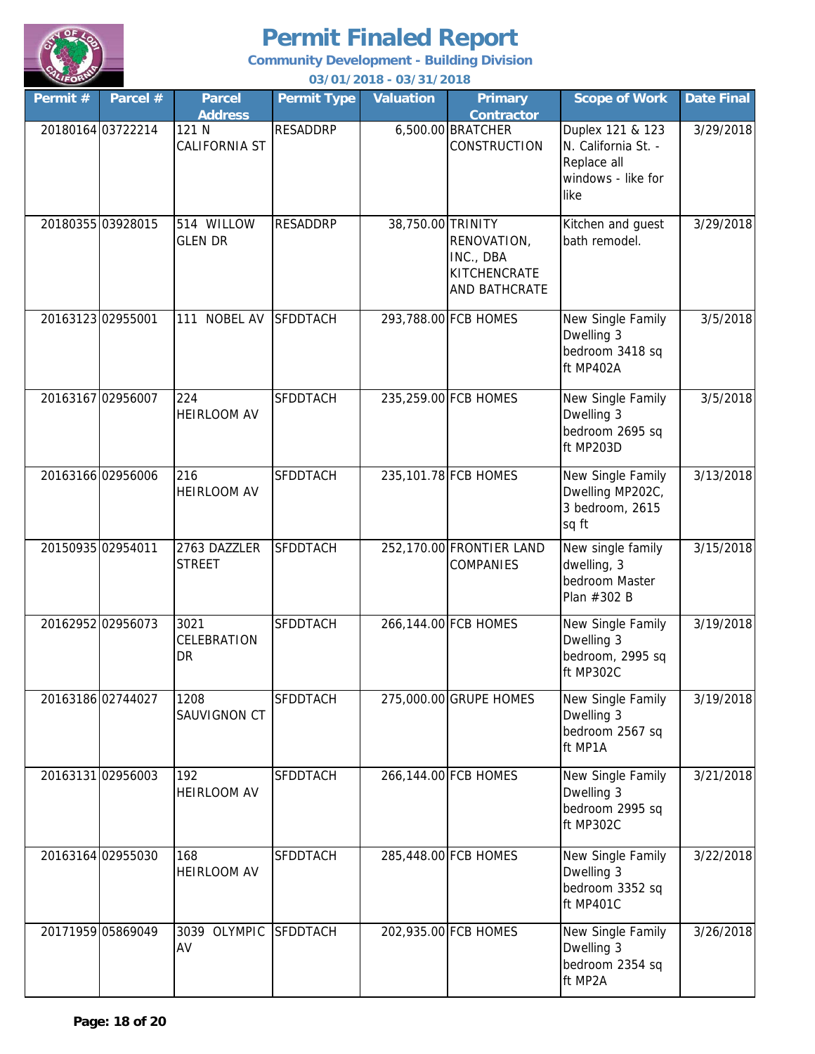# Permit Finaled Report

**Community Development - Building Division**

**03/01/2018 - 03/31/2018**

| Permit # | Parcel # | Parcel Address | Permit Type | Valuation | Primary Contractor | Scope of Work | Date Final |
|---|---|---|---|---|---|---|---|
| 20180164 | 03722214 | 121 N CALIFORNIA ST | RESADDRP | 6,500.00 | BRATCHER CONSTRUCTION | Duplex 121 & 123 N. California St. - Replace all windows - like for like | 3/29/2018 |
| 20180355 | 03928015 | 514 WILLOW GLEN DR | RESADDRP | 38,750.00 | TRINITY RENOVATION, INC., DBA KITCHENCRATE AND BATHCRATE | Kitchen and guest bath remodel. | 3/29/2018 |
| 20163123 | 02955001 | 111 NOBEL AV | SFDDTACH | 293,788.00 | FCB HOMES | New Single Family Dwelling 3 bedroom 3418 sq ft MP402A | 3/5/2018 |
| 20163167 | 02956007 | 224 HEIRLOOM AV | SFDDTACH | 235,259.00 | FCB HOMES | New Single Family Dwelling 3 bedroom 2695 sq ft MP203D | 3/5/2018 |
| 20163166 | 02956006 | 216 HEIRLOOM AV | SFDDTACH | 235,101.78 | FCB HOMES | New Single Family Dwelling MP202C, 3 bedroom, 2615 sq ft | 3/13/2018 |
| 20150935 | 02954011 | 2763 DAZZLER STREET | SFDDTACH | 252,170.00 | FRONTIER LAND COMPANIES | New single family dwelling, 3 bedroom Master Plan #302 B | 3/15/2018 |
| 20162952 | 02956073 | 3021 CELEBRATION DR | SFDDTACH | 266,144.00 | FCB HOMES | New Single Family Dwelling 3 bedroom, 2995 sq ft MP302C | 3/19/2018 |
| 20163186 | 02744027 | 1208 SAUVIGNON CT | SFDDTACH | 275,000.00 | GRUPE HOMES | New Single Family Dwelling 3 bedroom 2567 sq ft MP1A | 3/19/2018 |
| 20163131 | 02956003 | 192 HEIRLOOM AV | SFDDTACH | 266,144.00 | FCB HOMES | New Single Family Dwelling 3 bedroom 2995 sq ft MP302C | 3/21/2018 |
| 20163164 | 02955030 | 168 HEIRLOOM AV | SFDDTACH | 285,448.00 | FCB HOMES | New Single Family Dwelling 3 bedroom 3352 sq ft MP401C | 3/22/2018 |
| 20171959 | 05869049 | 3039 OLYMPIC AV | SFDDTACH | 202,935.00 | FCB HOMES | New Single Family Dwelling 3 bedroom 2354 sq ft MP2A | 3/26/2018 |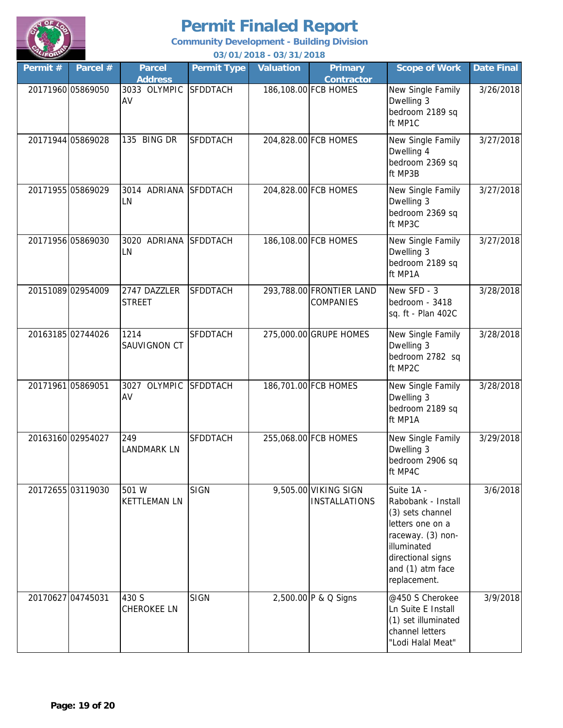# Permit Finaled Report

**Community Development - Building Division**

**03/01/2018 - 03/31/2018**

| Permit # | Parcel # | Parcel Address | Permit Type | Valuation | Primary Contractor | Scope of Work | Date Final |
|---|---|---|---|---|---|---|---|
| 20171960 | 05869050 | 3033 OLYMPIC AV | SFDDTACH | 186,108.00 | FCB HOMES | New Single Family Dwelling 3 bedroom 2189 sq ft MP1C | 3/26/2018 |
| 20171944 | 05869028 | 135 BING DR | SFDDTACH | 204,828.00 | FCB HOMES | New Single Family Dwelling 4 bedroom 2369 sq ft MP3B | 3/27/2018 |
| 20171955 | 05869029 | 3014 ADRIANA LN | SFDDTACH | 204,828.00 | FCB HOMES | New Single Family Dwelling 3 bedroom 2369 sq ft MP3C | 3/27/2018 |
| 20171956 | 05869030 | 3020 ADRIANA LN | SFDDTACH | 186,108.00 | FCB HOMES | New Single Family Dwelling 3 bedroom 2189 sq ft MP1A | 3/27/2018 |
| 20151089 | 02954009 | 2747 DAZZLER STREET | SFDDTACH | 293,788.00 | FRONTIER LAND COMPANIES | New SFD - 3 bedroom - 3418 sq. ft - Plan 402C | 3/28/2018 |
| 20163185 | 02744026 | 1214 SAUVIGNON CT | SFDDTACH | 275,000.00 | GRUPE HOMES | New Single Family Dwelling 3 bedroom 2782 sq ft MP2C | 3/28/2018 |
| 20171961 | 05869051 | 3027 OLYMPIC AV | SFDDTACH | 186,701.00 | FCB HOMES | New Single Family Dwelling 3 bedroom 2189 sq ft MP1A | 3/28/2018 |
| 20163160 | 02954027 | 249 LANDMARK LN | SFDDTACH | 255,068.00 | FCB HOMES | New Single Family Dwelling 3 bedroom 2906 sq ft MP4C | 3/29/2018 |
| 20172655 | 03119030 | 501 W KETTLEMAN LN | SIGN | 9,505.00 | VIKING SIGN INSTALLATIONS | Suite 1A - Rabobank - Install (3) sets channel letters one on a raceway. (3) non-illuminated directional signs and (1) atm face replacement. | 3/6/2018 |
| 20170627 | 04745031 | 430 S CHEROKEE LN | SIGN | 2,500.00 | P & Q Signs | @450 S Cherokee Ln Suite E Install (1) set illuminated channel letters "Lodi Halal Meat" | 3/9/2018 |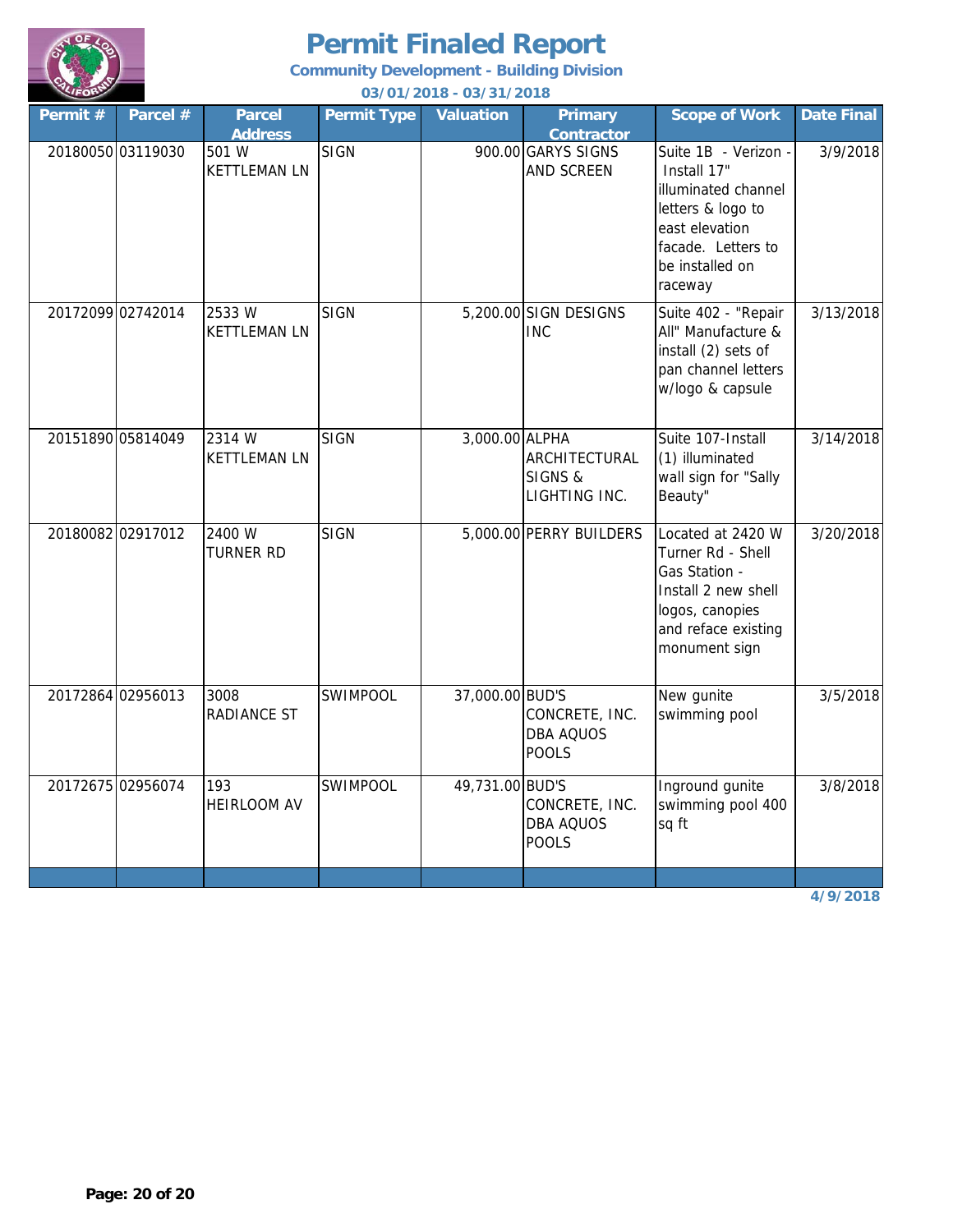# Permit Finaled Report

**Community Development - Building Division**

**03/01/2018 - 03/31/2018**

| Permit # | Parcel # | Parcel Address | Permit Type | Valuation | Primary Contractor | Scope of Work | Date Final |
|---|---|---|---|---|---|---|---|
| 20180050 | 03119030 | 501 W KETTLEMAN LN | SIGN | 900.00 | GARYS SIGNS AND SCREEN | Suite 1B - Verizon - Install 17" illuminated channel letters & logo to east elevation facade. Letters to be installed on raceway | 3/9/2018 |
| 20172099 | 02742014 | 2533 W KETTLEMAN LN | SIGN | 5,200.00 | SIGN DESIGNS INC | Suite 402 - "Repair All" Manufacture & install (2) sets of pan channel letters w/logo & capsule | 3/13/2018 |
| 20151890 | 05814049 | 2314 W KETTLEMAN LN | SIGN | 3,000.00 | ALPHA ARCHITECTURAL SIGNS & LIGHTING INC. | Suite 107-Install (1) illuminated wall sign for "Sally Beauty" | 3/14/2018 |
| 20180082 | 02917012 | 2400 W TURNER RD | SIGN | 5,000.00 | PERRY BUILDERS | Located at 2420 W Turner Rd - Shell Gas Station - Install 2 new shell logos, canopies and reface existing monument sign | 3/20/2018 |
| 20172864 | 02956013 | 3008 RADIANCE ST | SWIMPOOL | 37,000.00 | BUD'S CONCRETE, INC. DBA AQUOS POOLS | New gunite swimming pool | 3/5/2018 |
| 20172675 | 02956074 | 193 HEIRLOOM AV | SWIMPOOL | 49,731.00 | BUD'S CONCRETE, INC. DBA AQUOS POOLS | Inground gunite swimming pool 400 sq ft | 3/8/2018 |

4/9/2018